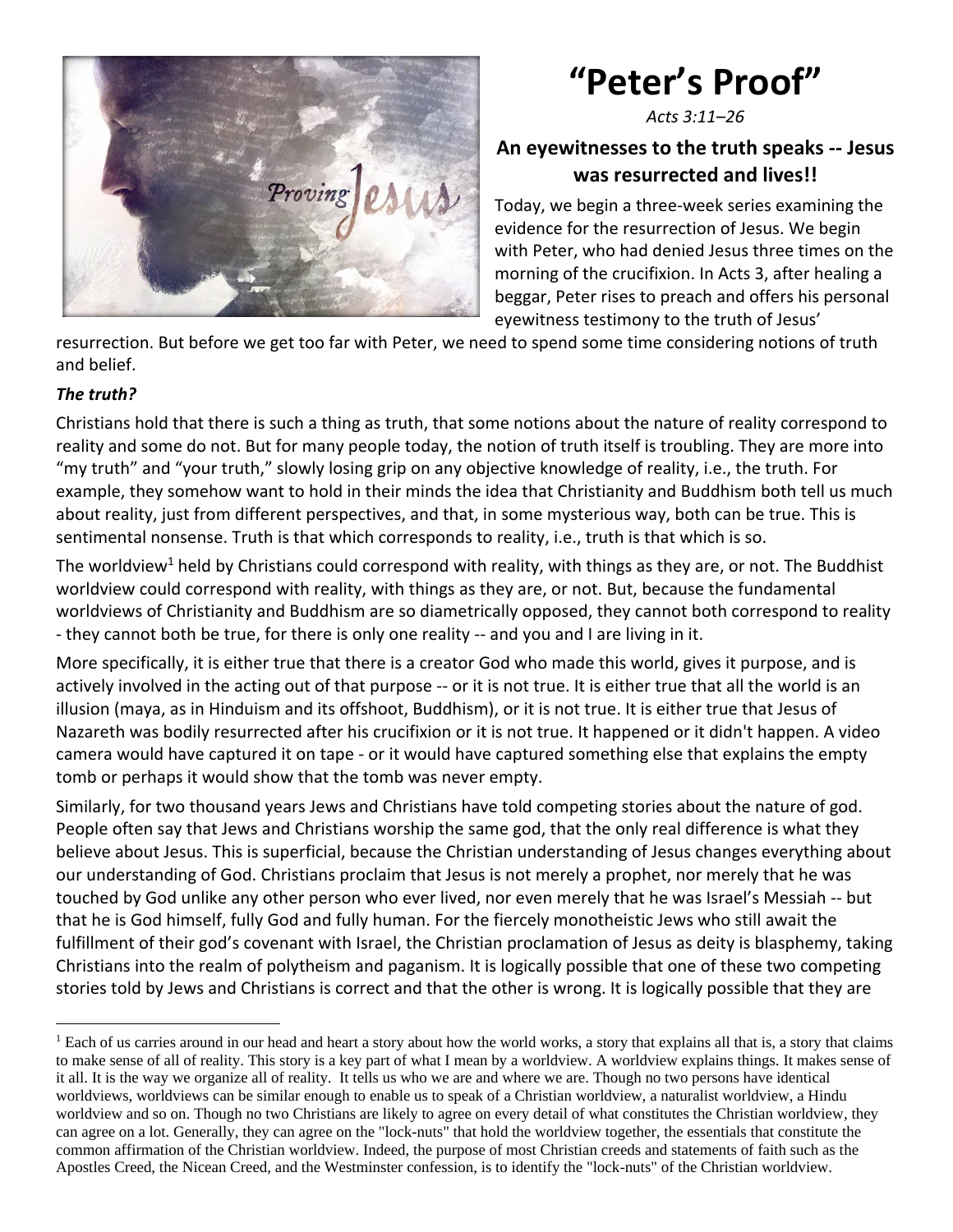# "Peter's Proof"

*Acts 3:11–26*

### An eyewitnesses to the truth speaks -- Jesus was resurrected and lives!!

Today, we begin a three-week series examining the evidence for the resurrection of Jesus. We begin with Peter, who had denied Jesus three times on the morning of the crucifixion. In Acts 3, after healing a beggar, Peter rises to preach and offers his personal eyewitness testimony to the truth of Jesus' resurrection. But before we get too far with Peter, we need to spend some time considering notions of truth and belief.

***The truth?***

Christians hold that there is such a thing as truth, that some notions about the nature of reality correspond to reality and some do not. But for many people today, the notion of truth itself is troubling. They are more into "my truth" and "your truth," slowly losing grip on any objective knowledge of reality, i.e., the truth. For example, they somehow want to hold in their minds the idea that Christianity and Buddhism both tell us much about reality, just from different perspectives, and that, in some mysterious way, both can be true. This is sentimental nonsense. Truth is that which corresponds to reality, i.e., truth is that which is so.

The worldview[1] held by Christians could correspond with reality, with things as they are, or not. The Buddhist worldview could correspond with reality, with things as they are, or not. But, because the fundamental worldviews of Christianity and Buddhism are so diametrically opposed, they cannot both correspond to reality - they cannot both be true, for there is only one reality -- and you and I are living in it.

More specifically, it is either true that there is a creator God who made this world, gives it purpose, and is actively involved in the acting out of that purpose -- or it is not true. It is either true that all the world is an illusion (maya, as in Hinduism and its offshoot, Buddhism), or it is not true. It is either true that Jesus of Nazareth was bodily resurrected after his crucifixion or it is not true. It happened or it didn't happen. A video camera would have captured it on tape - or it would have captured something else that explains the empty tomb or perhaps it would show that the tomb was never empty.

Similarly, for two thousand years Jews and Christians have told competing stories about the nature of god. People often say that Jews and Christians worship the same god, that the only real difference is what they believe about Jesus. This is superficial, because the Christian understanding of Jesus changes everything about our understanding of God. Christians proclaim that Jesus is not merely a prophet, nor merely that he was touched by God unlike any other person who ever lived, nor even merely that he was Israel's Messiah -- but that he is God himself, fully God and fully human. For the fiercely monotheistic Jews who still await the fulfillment of their god's covenant with Israel, the Christian proclamation of Jesus as deity is blasphemy, taking Christians into the realm of polytheism and paganism. It is logically possible that one of these two competing stories told by Jews and Christians is correct and that the other is wrong. It is logically possible that they are

---

[1] Each of us carries around in our head and heart a story about how the world works, a story that explains all that is, a story that claims to make sense of all of reality. This story is a key part of what I mean by a worldview. A worldview explains things. It makes sense of it all. It is the way we organize all of reality. It tells us who we are and where we are. Though no two persons have identical worldviews, worldviews can be similar enough to enable us to speak of a Christian worldview, a naturalist worldview, a Hindu worldview and so on. Though no two Christians are likely to agree on every detail of what constitutes the Christian worldview, they can agree on a lot. Generally, they can agree on the "lock-nuts" that hold the worldview together, the essentials that constitute the common affirmation of the Christian worldview. Indeed, the purpose of most Christian creeds and statements of faith such as the Apostles Creed, the Nicean Creed, and the Westminster confession, is to identify the "lock-nuts" of the Christian worldview.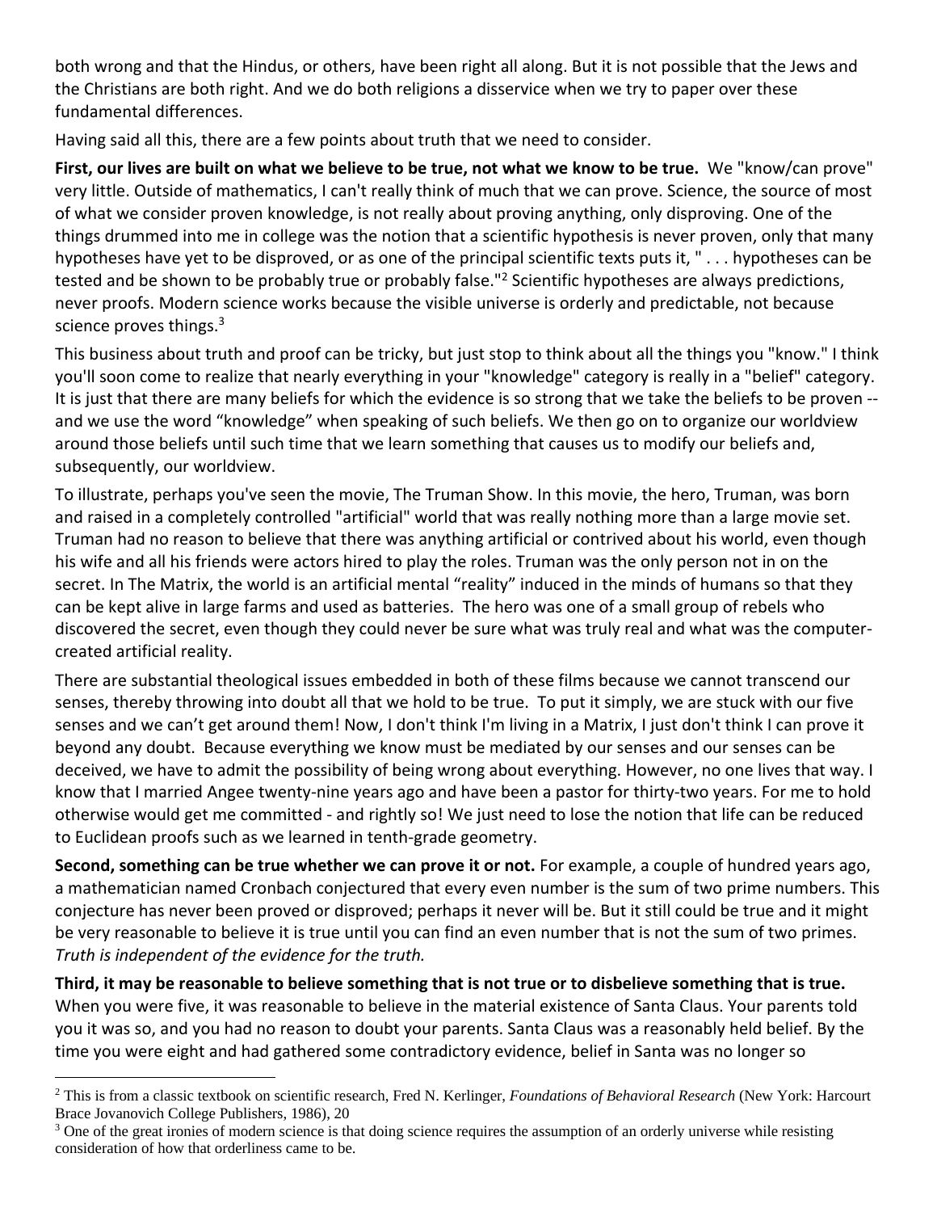both wrong and that the Hindus, or others, have been right all along. But it is not possible that the Jews and the Christians are both right. And we do both religions a disservice when we try to paper over these fundamental differences.

Having said all this, there are a few points about truth that we need to consider.

**First, our lives are built on what we believe to be true, not what we know to be true.** We "know/can prove" very little. Outside of mathematics, I can't really think of much that we can prove. Science, the source of most of what we consider proven knowledge, is not really about proving anything, only disproving. One of the things drummed into me in college was the notion that a scientific hypothesis is never proven, only that many hypotheses have yet to be disproved, or as one of the principal scientific texts puts it, " . . . hypotheses can be tested and be shown to be probably true or probably false."[2] Scientific hypotheses are always predictions, never proofs. Modern science works because the visible universe is orderly and predictable, not because science proves things.[3]

This business about truth and proof can be tricky, but just stop to think about all the things you "know." I think you'll soon come to realize that nearly everything in your "knowledge" category is really in a "belief" category. It is just that there are many beliefs for which the evidence is so strong that we take the beliefs to be proven -- and we use the word "knowledge" when speaking of such beliefs. We then go on to organize our worldview around those beliefs until such time that we learn something that causes us to modify our beliefs and, subsequently, our worldview.

To illustrate, perhaps you've seen the movie, The Truman Show. In this movie, the hero, Truman, was born and raised in a completely controlled "artificial" world that was really nothing more than a large movie set. Truman had no reason to believe that there was anything artificial or contrived about his world, even though his wife and all his friends were actors hired to play the roles. Truman was the only person not in on the secret. In The Matrix, the world is an artificial mental "reality" induced in the minds of humans so that they can be kept alive in large farms and used as batteries. The hero was one of a small group of rebels who discovered the secret, even though they could never be sure what was truly real and what was the computer-created artificial reality.

There are substantial theological issues embedded in both of these films because we cannot transcend our senses, thereby throwing into doubt all that we hold to be true. To put it simply, we are stuck with our five senses and we can't get around them! Now, I don't think I'm living in a Matrix, I just don't think I can prove it beyond any doubt. Because everything we know must be mediated by our senses and our senses can be deceived, we have to admit the possibility of being wrong about everything. However, no one lives that way. I know that I married Angee twenty-nine years ago and have been a pastor for thirty-two years. For me to hold otherwise would get me committed - and rightly so! We just need to lose the notion that life can be reduced to Euclidean proofs such as we learned in tenth-grade geometry.

**Second, something can be true whether we can prove it or not.** For example, a couple of hundred years ago, a mathematician named Cronbach conjectured that every even number is the sum of two prime numbers. This conjecture has never been proved or disproved; perhaps it never will be. But it still could be true and it might be very reasonable to believe it is true until you can find an even number that is not the sum of two primes. *Truth is independent of the evidence for the truth.*

**Third, it may be reasonable to believe something that is not true or to disbelieve something that is true.** When you were five, it was reasonable to believe in the material existence of Santa Claus. Your parents told you it was so, and you had no reason to doubt your parents. Santa Claus was a reasonably held belief. By the time you were eight and had gathered some contradictory evidence, belief in Santa was no longer so

---

[2] This is from a classic textbook on scientific research, Fred N. Kerlinger, *Foundations of Behavioral Research* (New York: Harcourt Brace Jovanovich College Publishers, 1986), 20

[3] One of the great ironies of modern science is that doing science requires the assumption of an orderly universe while resisting consideration of how that orderliness came to be.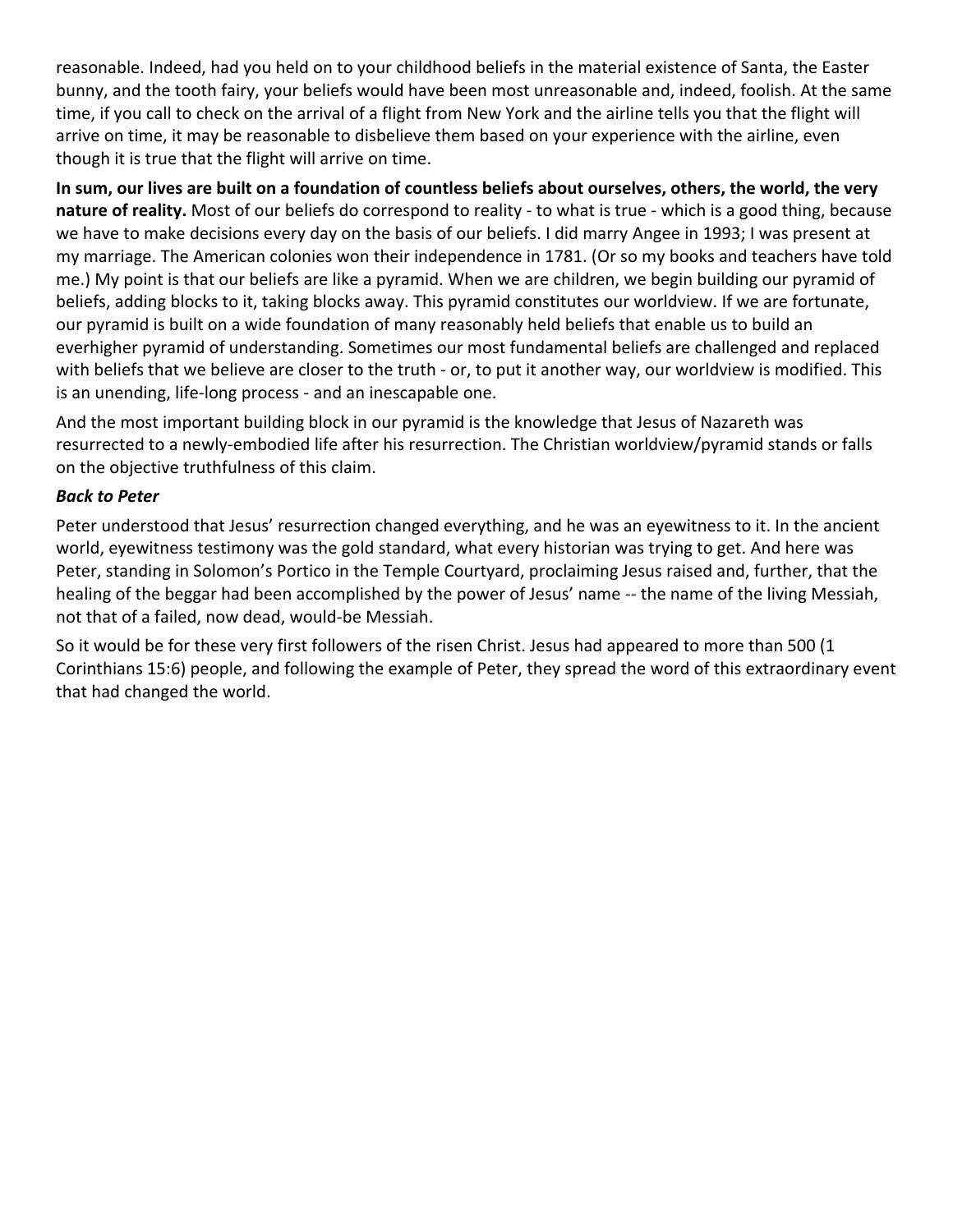reasonable. Indeed, had you held on to your childhood beliefs in the material existence of Santa, the Easter bunny, and the tooth fairy, your beliefs would have been most unreasonable and, indeed, foolish. At the same time, if you call to check on the arrival of a flight from New York and the airline tells you that the flight will arrive on time, it may be reasonable to disbelieve them based on your experience with the airline, even though it is true that the flight will arrive on time.

**In sum, our lives are built on a foundation of countless beliefs about ourselves, others, the world, the very nature of reality.** Most of our beliefs do correspond to reality - to what is true - which is a good thing, because we have to make decisions every day on the basis of our beliefs. I did marry Angee in 1993; I was present at my marriage. The American colonies won their independence in 1781. (Or so my books and teachers have told me.) My point is that our beliefs are like a pyramid. When we are children, we begin building our pyramid of beliefs, adding blocks to it, taking blocks away. This pyramid constitutes our worldview. If we are fortunate, our pyramid is built on a wide foundation of many reasonably held beliefs that enable us to build an everhigher pyramid of understanding. Sometimes our most fundamental beliefs are challenged and replaced with beliefs that we believe are closer to the truth - or, to put it another way, our worldview is modified. This is an unending, life-long process - and an inescapable one.

And the most important building block in our pyramid is the knowledge that Jesus of Nazareth was resurrected to a newly-embodied life after his resurrection. The Christian worldview/pyramid stands or falls on the objective truthfulness of this claim.

***Back to Peter***

Peter understood that Jesus' resurrection changed everything, and he was an eyewitness to it. In the ancient world, eyewitness testimony was the gold standard, what every historian was trying to get. And here was Peter, standing in Solomon's Portico in the Temple Courtyard, proclaiming Jesus raised and, further, that the healing of the beggar had been accomplished by the power of Jesus' name -- the name of the living Messiah, not that of a failed, now dead, would-be Messiah.

So it would be for these very first followers of the risen Christ. Jesus had appeared to more than 500 (1 Corinthians 15:6) people, and following the example of Peter, they spread the word of this extraordinary event that had changed the world.